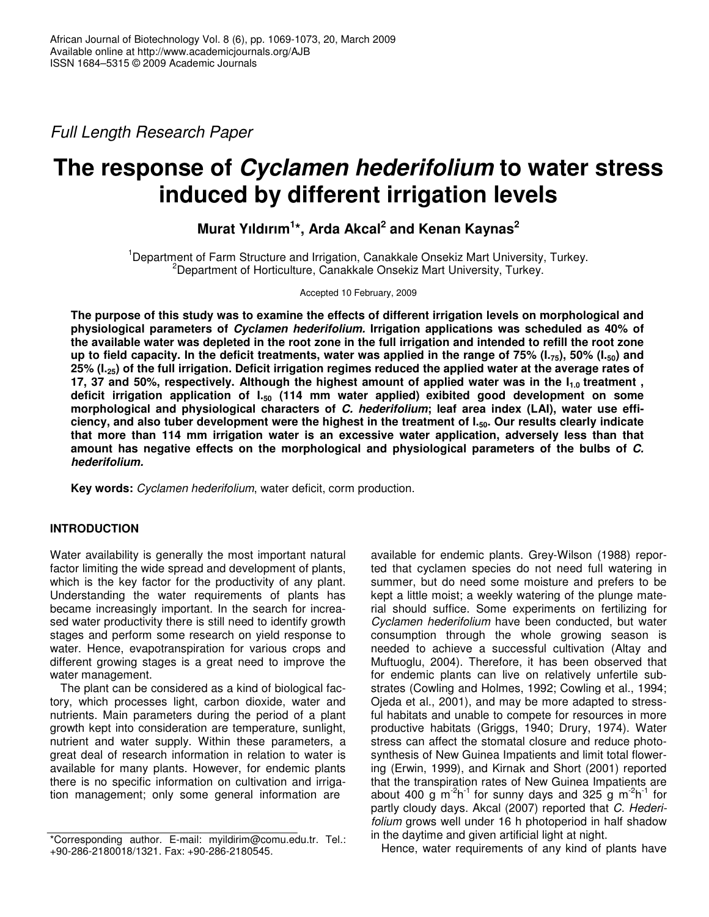*Full Length Research Paper*

# The response of *Cyclamen hederifolium* to water stress induced by different irrigation levels

**Murat Yıldırım[1]*, Arda Akcal[2] and Kenan Kaynas[2]**

[1]Department of Farm Structure and Irrigation, Canakkale Onsekiz Mart University, Turkey.
[2]Department of Horticulture, Canakkale Onsekiz Mart University, Turkey.

Accepted 10 February, 2009

**The purpose of this study was to examine the effects of different irrigation levels on morphological and physiological parameters of *Cyclamen hederifolium.* Irrigation applications was scheduled as 40% of the available water was depleted in the root zone in the full irrigation and intended to refill the root zone up to field capacity. In the deficit treatments, water was applied in the range of 75% ($I_{-75}$), 50% ($I_{-50}$) and 25% ($I_{-25}$) of the full irrigation. Deficit irrigation regimes reduced the applied water at the average rates of 17, 37 and 50%, respectively. Although the highest amount of applied water was in the $I_{1.0}$ treatment , deficit irrigation application of $I_{-50}$ (114 mm water applied) exibited good development on some morphological and physiological characters of *C. hederifolium*; leaf area index (LAI), water use efficiency, and also tuber development were the highest in the treatment of $I_{-50}$. Our results clearly indicate that more than 114 mm irrigation water is an excessive water application, adversely less than that amount has negative effects on the morphological and physiological parameters of the bulbs of *C. hederifolium.***

**Key words:** *Cyclamen hederifolium*, water deficit, corm production.

## INTRODUCTION

Water availability is generally the most important natural factor limiting the wide spread and development of plants, which is the key factor for the productivity of any plant. Understanding the water requirements of plants has became increasingly important. In the search for increased water productivity there is still need to identify growth stages and perform some research on yield response to water. Hence, evapotranspiration for various crops and different growing stages is a great need to improve the water management.

The plant can be considered as a kind of biological factory, which processes light, carbon dioxide, water and nutrients. Main parameters during the period of a plant growth kept into consideration are temperature, sunlight, nutrient and water supply. Within these parameters, a great deal of research information in relation to water is available for many plants. However, for endemic plants there is no specific information on cultivation and irrigation management; only some general information are available for endemic plants. Grey-Wilson (1988) reported that cyclamen species do not need full watering in summer, but do need some moisture and prefers to be kept a little moist; a weekly watering of the plunge material should suffice. Some experiments on fertilizing for *Cyclamen hederifolium* have been conducted, but water consumption through the whole growing season is needed to achieve a successful cultivation (Altay and Muftuoglu, 2004). Therefore, it has been observed that for endemic plants can live on relatively unfertile substrates (Cowling and Holmes, 1992; Cowling et al., 1994; Ojeda et al., 2001), and may be more adapted to stressful habitats and unable to compete for resources in more productive habitats (Griggs, 1940; Drury, 1974). Water stress can affect the stomatal closure and reduce photosynthesis of New Guinea Impatients and limit total flowering (Erwin, 1999), and Kirnak and Short (2001) reported that the transpiration rates of New Guinea Impatients are about 400 g $m^{-2}h^{-1}$ for sunny days and 325 g $m^{-2}h^{-1}$ for partly cloudy days. Akcal (2007) reported that *C. Hederifolium* grows well under 16 h photoperiod in half shadow in the daytime and given artificial light at night.

Hence, water requirements of any kind of plants have

*Corresponding author. E-mail: myildirim@comu.edu.tr. Tel.: +90-286-2180018/1321. Fax: +90-286-2180545.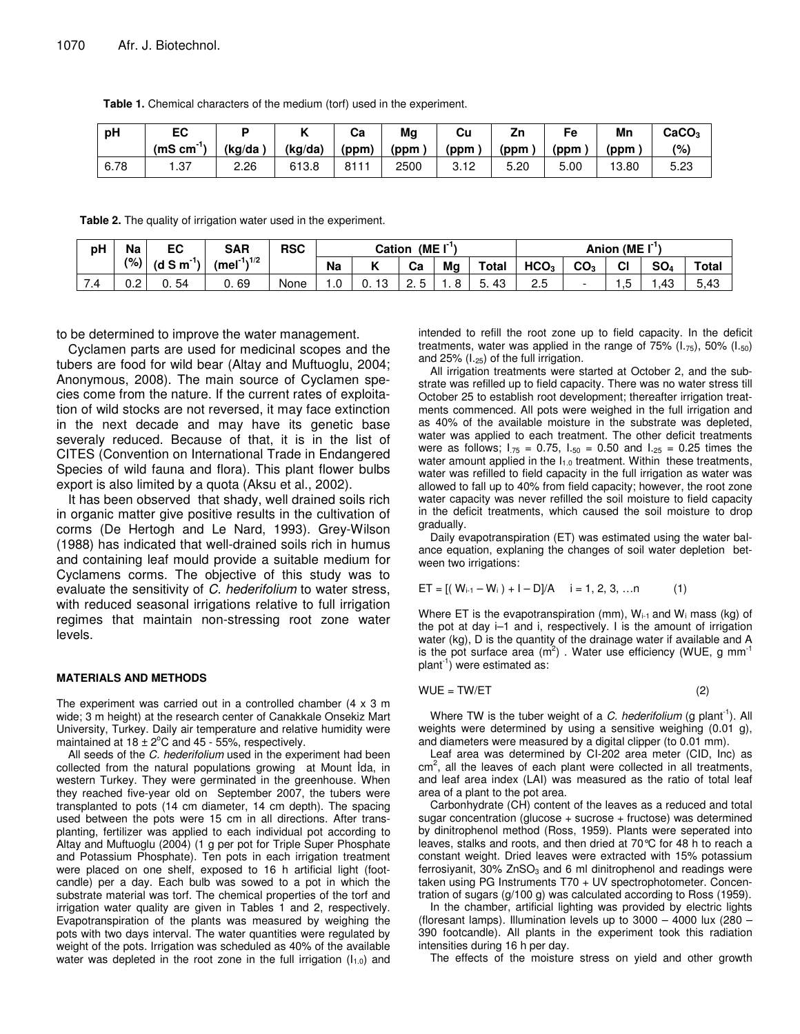**Table 1.** Chemical characters of the medium (torf) used in the experiment.

| pH | EC ($mS\ cm^{-1}$) | P (kg/da ) | K (kg/da) | Ca (ppm) | Mg (ppm ) | Cu (ppm ) | Zn (ppm ) | Fe (ppm ) | Mn (ppm ) | $CaCO_3$ (%) |
|---|---|---|---|---|---|---|---|---|---|---|
| 6.78 | 1.37 | 2.26 | 613.8 | 8111 | 2500 | 3.12 | 5.20 | 5.00 | 13.80 | 5.23 |

**Table 2.** The quality of irrigation water used in the experiment.

| pH | Na (%) | EC ($d\ S\ m^{-1}$) | SAR ($mel^{-1})^{1/2}$ | RSC | Cation ($ME\ l^{-1}$) | | | | | Anion ($ME\ l^{-1}$) | | | | |
|---|---|---|---|---|---|---|---|---|---|---|---|---|---|---|
| | | | | | Na | K | Ca | Mg | Total | $HCO_3$ | $CO_3$ | Cl | $SO_4$ | Total |
| 7.4 | 0.2 | 0. 54 | 0. 69 | None | 1.0 | 0. 13 | 2. 5 | 1. 8 | 5. 43 | 2.5 | - | 1,5 | 1,43 | 5,43 |

to be determined to improve the water management.

Cyclamen parts are used for medicinal scopes and the tubers are food for wild bear (Altay and Muftuoglu, 2004; Anonymous, 2008). The main source of Cyclamen species come from the nature. If the current rates of exploitation of wild stocks are not reversed, it may face extinction in the next decade and may have its genetic base severaly reduced. Because of that, it is in the list of CITES (Convention on International Trade in Endangered Species of wild fauna and flora). This plant flower bulbs export is also limited by a quota (Aksu et al., 2002).

It has been observed that shady, well drained soils rich in organic matter give positive results in the cultivation of corms (De Hertogh and Le Nard, 1993). Grey-Wilson (1988) has indicated that well-drained soils rich in humus and containing leaf mould provide a suitable medium for Cyclamens corms. The objective of this study was to evaluate the sensitivity of *C. hederifolium* to water stress, with reduced seasonal irrigations relative to full irrigation regimes that maintain non-stressing root zone water levels.

## MATERIALS AND METHODS

The experiment was carried out in a controlled chamber (4 x 3 m wide; 3 m height) at the research center of Canakkale Onsekiz Mart University, Turkey. Daily air temperature and relative humidity were maintained at 18 ± 2°C and 45 - 55%, respectively.

All seeds of the *C. hederifolium* used in the experiment had been collected from the natural populations growing at Mount İda, in western Turkey. They were germinated in the greenhouse. When they reached five-year old on September 2007, the tubers were transplanted to pots (14 cm diameter, 14 cm depth). The spacing used between the pots were 15 cm in all directions. After transplanting, fertilizer was applied to each individual pot according to Altay and Muftuoglu (2004) (1 g per pot for Triple Super Phosphate and Potassium Phosphate). Ten pots in each irrigation treatment were placed on one shelf, exposed to 16 h artificial light (footcandle) per a day. Each bulb was sowed to a pot in which the substrate material was torf. The chemical properties of the torf and irrigation water quality are given in Tables 1 and 2, respectively. Evapotranspiration of the plants was measured by weighing the pots with two days interval. The water quantities were regulated by weight of the pots. Irrigation was scheduled as 40% of the available water was depleted in the root zone in the full irrigation ($I_{1.0}$) and intended to refill the root zone up to field capacity. In the deficit treatments, water was applied in the range of 75% ($I_{.75}$), 50% ($I_{.50}$) and 25% ($I_{.25}$) of the full irrigation.

All irrigation treatments were started at October 2, and the substrate was refilled up to field capacity. There was no water stress till October 25 to establish root development; thereafter irrigation treatments commenced. All pots were weighed in the full irrigation and as 40% of the available moisture in the substrate was depleted, water was applied to each treatment. The other deficit treatments were as follows; $I_{75}$ = 0.75, $I_{.50}$ = 0.50 and $I_{.25}$ = 0.25 times the water amount applied in the $I_{1.0}$ treatment. Within these treatments, water was refilled to field capacity in the full irrigation as water was allowed to fall up to 40% from field capacity; however, the root zone water capacity was never refilled the soil moisture to field capacity in the deficit treatments, which caused the soil moisture to drop gradually.

Daily evapotranspiration (ET) was estimated using the water balance equation, explaning the changes of soil water depletion between two irrigations:

$$ET = [( W_{i-1} - W_i ) + I - D]/A \quad i = 1, 2, 3, \dots n \qquad (1)$$

Where ET is the evapotranspiration (mm), $W_{i-1}$ and $W_i$ mass (kg) of the pot at day i–1 and i, respectively. I is the amount of irrigation water (kg), D is the quantity of the drainage water if available and A is the pot surface area ($m^2$) . Water use efficiency (WUE, g $mm^{-1}$ $plant^{-1}$) were estimated as:

$$WUE = TW/ET \qquad (2)$$

Where TW is the tuber weight of a *C. hederifolium* (g $plant^{-1}$). All weights were determined by using a sensitive weighing (0.01 g), and diameters were measured by a digital clipper (to 0.01 mm).

Leaf area was determined by CI-202 area meter (CID, Inc) as $cm^2$, all the leaves of each plant were collected in all treatments, and leaf area index (LAI) was measured as the ratio of total leaf area of a plant to the pot area.

Carbonhydrate (CH) content of the leaves as a reduced and total sugar concentration (glucose + sucrose + fructose) was determined by dinitrophenol method (Ross, 1959). Plants were seperated into leaves, stalks and roots, and then dried at 70°C for 48 h to reach a constant weight. Dried leaves were extracted with 15% potassium ferrosiyanit, 30% $ZnSO_3$ and 6 ml dinitrophenol and readings were taken using PG Instruments T70 + UV spectrophotometer. Concentration of sugars (g/100 g) was calculated according to Ross (1959).

In the chamber, artificial lighting was provided by electric lights (floresant lamps). Illumination levels up to 3000 – 4000 lux (280 – 390 footcandle). All plants in the experiment took this radiation intensities during 16 h per day.

The effects of the moisture stress on yield and other growth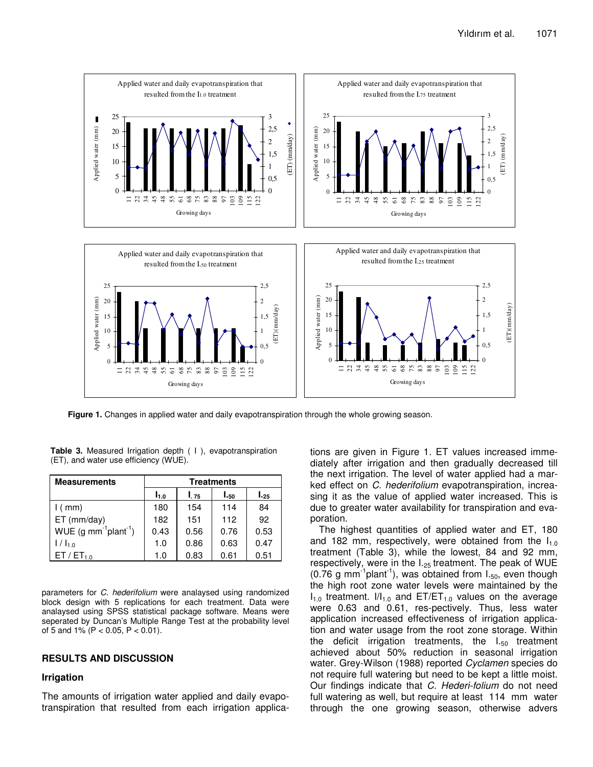**Figure 1.** Changes in applied water and daily evapotranspiration through the whole growing season.

**Table 3.** Measured Irrigation depth ( I ), evapotranspiration (ET), and water use efficiency (WUE).

| Measurements | Treatments | | | |
|---|---|---|---|---|
| | $I_{1.0}$ | $I_{.75}$ | $I_{.50}$ | $I_{.25}$ |
| I ( mm) | 180 | 154 | 114 | 84 |
| ET (mm/day) | 182 | 151 | 112 | 92 |
| WUE (g $mm^{-1}plant^{-1}$) | 0.43 | 0.56 | 0.76 | 0.53 |
| $I / I_{1.0}$ | 1.0 | 0.86 | 0.63 | 0.47 |
| $ET / ET_{1.0}$ | 1.0 | 0.83 | 0.61 | 0.51 |

parameters for *C. hederifolium* were analaysed using randomized block design with 5 replications for each treatment. Data were analaysed using SPSS statistical package software. Means were seperated by Duncan's Multiple Range Test at the probability level of 5 and 1% ($P < 0.05$, $P < 0.01$).

## RESULTS AND DISCUSSION

### Irrigation

The amounts of irrigation water applied and daily evapotranspiration that resulted from each irrigation applications are given in Figure 1. ET values increased immediately after irrigation and then gradually decreased till the next irrigation. The level of water applied had a marked effect on *C. hederifolium* evapotranspiration, increasing it as the value of applied water increased. This is due to greater water availability for transpiration and evaporation.

The highest quantities of applied water and ET, 180 and 182 mm, respectively, were obtained from the $I_{1.0}$ treatment (Table 3), while the lowest, 84 and 92 mm, respectively, were in the $I_{.25}$ treatment. The peak of WUE (0.76 g $mm^{-1}plant^{-1}$), was obtained from $I_{.50}$, even though the high root zone water levels were maintained by the $I_{1.0}$ treatment. $I/I_{1.0}$ and $ET/ET_{1.0}$ values on the average were 0.63 and 0.61, res-pectively. Thus, less water application increased effectiveness of irrigation application and water usage from the root zone storage. Within the deficit irrigation treatments, the $I_{.50}$ treatment achieved about 50% reduction in seasonal irrigation water. Grey-Wilson (1988) reported *Cyclamen* species do not require full watering but need to be kept a little moist. Our findings indicate that *C. Hederi-folium* do not need full watering as well, but require at least 114 mm water through the one growing season, otherwise advers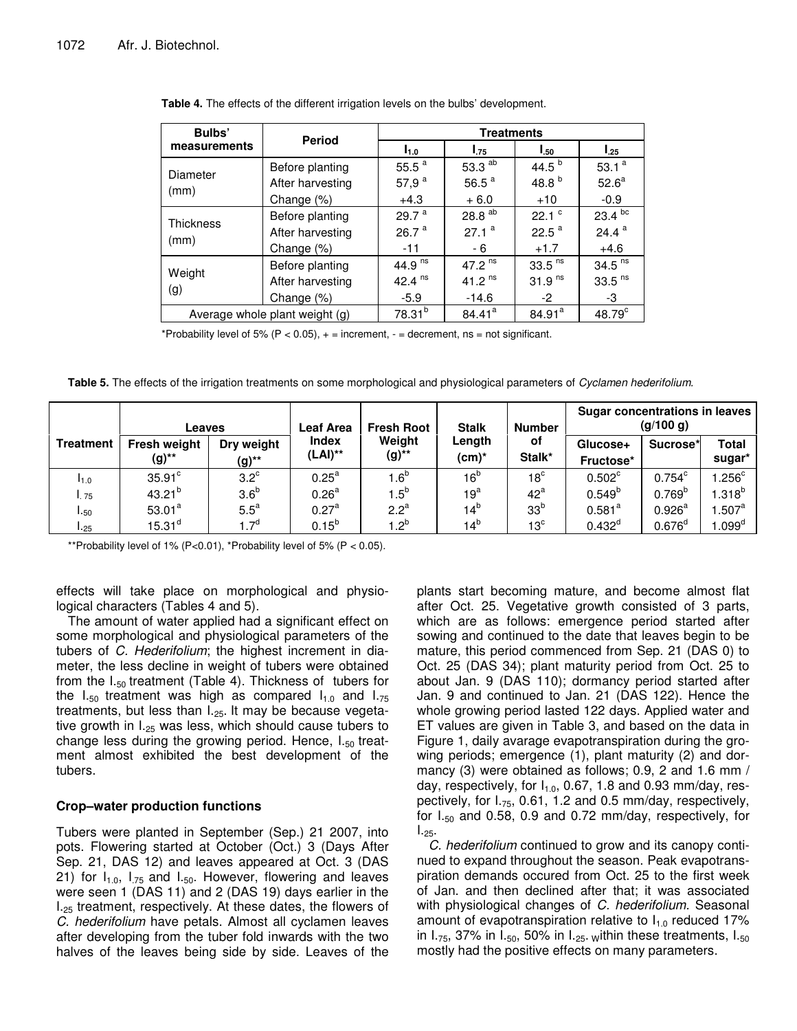**Table 4.** The effects of the different irrigation levels on the bulbs' development.

| Bulbs' measurements | Period | Treatments | | | |
|---|---|---|---|---|---|
| | | $I_{1.0}$ | $I_{.75}$ | $I_{.50}$ | $I_{.25}$ |
| Diameter (mm) | Before planting | 55.5 [a] | 53.3 [ab] | 44.5 [b] | 53.1 [a] |
| | After harvesting | 57,9 [a] | 56.5 [a] | 48.8 [b] | 52.6[a] |
| | Change (%) | +4.3 | + 6.0 | +10 | -0.9 |
| Thickness (mm) | Before planting | 29.7 [a] | 28.8 [ab] | 22.1 [c] | 23.4 [bc] |
| | After harvesting | 26.7 [a] | 27.1 [a] | 22.5 [a] | 24.4 [a] |
| | Change (%) | -11 | - 6 | +1.7 | +4.6 |
| Weight (g) | Before planting | 44.9 [ns] | 47.2 [ns] | 33.5 [ns] | 34.5 [ns] |
| | After harvesting | 42.4 [ns] | 41.2 [ns] | 31.9 [ns] | 33.5 [ns] |
| | Change (%) | -5.9 | -14.6 | -2 | -3 |
| Average whole plant weight (g) | | 78.31[b] | 84.41[a] | 84.91[a] | 48.79[c] |

*Probability level of 5% ($P < 0.05$), + = increment, - = decrement, ns = not significant.

**Table 5.** The effects of the irrigation treatments on some morphological and physiological parameters of *Cyclamen hederifolium*.

| Treatment | Leaves | | Leaf Area Index (LAI)** | Fresh Root Weight (g)** | Stalk Length (cm)* | Number of Stalk* | Sugar concentrations in leaves (g/100 g) | | |
|---|---|---|---|---|---|---|---|---|---|
| | Fresh weight (g)** | Dry weight (g)** | | | | | Glucose+ Fructose* | Sucrose* | Total sugar* |
| $I_{1.0}$ | 35.91[c] | 3.2[c] | 0.25[a] | 1.6[b] | 16[b] | 18[c] | 0.502[c] | 0.754[c] | 1.256[c] |
| $I_{.75}$ | 43.21[b] | 3.6[b] | 0.26[a] | 1.5[b] | 19[a] | 42[a] | 0.549[b] | 0.769[b] | 1.318[b] |
| $I_{.50}$ | 53.01[a] | 5.5[a] | 0.27[a] | 2.2[a] | 14[b] | 33[b] | 0.581[a] | 0.926[a] | 1.507[a] |
| $I_{.25}$ | 15.31[d] | 1.7[d] | 0.15[b] | 1.2[b] | 14[b] | 13[c] | 0.432[d] | 0.676[d] | 1.099[d] |

**Probability level of 1% ($P<0.01$), *Probability level of 5% ($P < 0.05$).

effects will take place on morphological and physiological characters (Tables 4 and 5).

The amount of water applied had a significant effect on some morphological and physiological parameters of the tubers of *C. Hederifolium*; the highest increment in diameter, the less decline in weight of tubers were obtained from the $I_{.50}$ treatment (Table 4). Thickness of tubers for the $I_{.50}$ treatment was high as compared $I_{1.0}$ and $I_{.75}$ treatments, but less than $I_{.25}$. It may be because vegetative growth in $I_{.25}$ was less, which should cause tubers to change less during the growing period. Hence, $I_{.50}$ treatment almost exhibited the best development of the tubers.

## Crop–water production functions

Tubers were planted in September (Sep.) 21 2007, into pots. Flowering started at October (Oct.) 3 (Days After Sep. 21, DAS 12) and leaves appeared at Oct. 3 (DAS 21) for $I_{1.0}$, $I_{.75}$ and $I_{.50}$. However, flowering and leaves were seen 1 (DAS 11) and 2 (DAS 19) days earlier in the $I_{.25}$ treatment, respectively. At these dates, the flowers of *C. hederifolium* have petals. Almost all cyclamen leaves after developing from the tuber fold inwards with the two halves of the leaves being side by side. Leaves of the plants start becoming mature, and become almost flat after Oct. 25. Vegetative growth consisted of 3 parts, which are as follows: emergence period started after sowing and continued to the date that leaves begin to be mature, this period commenced from Sep. 21 (DAS 0) to Oct. 25 (DAS 34); plant maturity period from Oct. 25 to about Jan. 9 (DAS 110); dormancy period started after Jan. 9 and continued to Jan. 21 (DAS 122). Hence the whole growing period lasted 122 days. Applied water and ET values are given in Table 3, and based on the data in Figure 1, daily avarage evapotranspiration during the growing periods; emergence (1), plant maturity (2) and dormancy (3) were obtained as follows; 0.9, 2 and 1.6 mm / day, respectively, for $I_{1.0}$, 0.67, 1.8 and 0.93 mm/day, respectively, for $I_{.75}$, 0.61, 1.2 and 0.5 mm/day, respectively, for $I_{.50}$ and 0.58, 0.9 and 0.72 mm/day, respectively, for $I_{.25}$.

*C. hederifolium* continued to grow and its canopy continued to expand throughout the season. Peak evapotranspiration demands occured from Oct. 25 to the first week of Jan. and then declined after that; it was associated with physiological changes of *C. hederifolium*. Seasonal amount of evapotranspiration relative to $I_{1.0}$ reduced 17% in $I_{.75}$, 37% in $I_{.50}$, 50% in $I_{.25}$. within these treatments, $I_{.50}$ mostly had the positive effects on many parameters.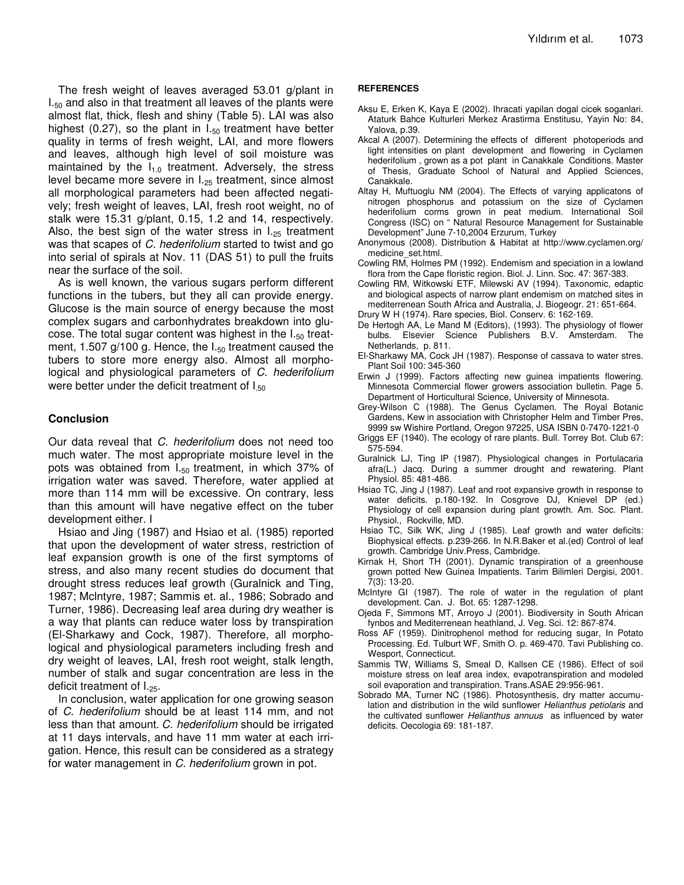The fresh weight of leaves averaged 53.01 g/plant in $I_{50}$ and also in that treatment all leaves of the plants were almost flat, thick, flesh and shiny (Table 5). LAI was also highest (0.27), so the plant in $I_{50}$ treatment have better quality in terms of fresh weight, LAI, and more flowers and leaves, although high level of soil moisture was maintained by the $I_{1.0}$ treatment. Adversely, the stress level became more severe in $I_{25}$ treatment, since almost all morphological parameters had been affected negatively; fresh weight of leaves, LAI, fresh root weight, no of stalk were 15.31 g/plant, 0.15, 1.2 and 14, respectively. Also, the best sign of the water stress in $I_{25}$ treatment was that scapes of *C. hederifolium* started to twist and go into serial of spirals at Nov. 11 (DAS 51) to pull the fruits near the surface of the soil.

As is well known, the various sugars perform different functions in the tubers, but they all can provide energy. Glucose is the main source of energy because the most complex sugars and carbonhydrates breakdown into glucose. The total sugar content was highest in the $I_{50}$ treatment, 1.507 g/100 g. Hence, the $I_{50}$ treatment caused the tubers to store more energy also. Almost all morphological and physiological parameters of *C. hederifolium* were better under the deficit treatment of $I_{50}$

## Conclusion

Our data reveal that *C. hederifolium* does not need too much water. The most appropriate moisture level in the pots was obtained from $I_{50}$ treatment, in which 37% of irrigation water was saved. Therefore, water applied at more than 114 mm will be excessive. On contrary, less than this amount will have negative effect on the tuber development either. I

Hsiao and Jing (1987) and Hsiao et al. (1985) reported that upon the development of water stress, restriction of leaf expansion growth is one of the first symptoms of stress, and also many recent studies do document that drought stress reduces leaf growth (Guralnick and Ting, 1987; Mclntyre, 1987; Sammis et. al., 1986; Sobrado and Turner, 1986). Decreasing leaf area during dry weather is a way that plants can reduce water loss by transpiration (El-Sharkawy and Cock, 1987). Therefore, all morphological and physiological parameters including fresh and dry weight of leaves, LAI, fresh root weight, stalk length, number of stalk and sugar concentration are less in the deficit treatment of $I_{25}$.

In conclusion, water application for one growing season of *C. hederifolium* should be at least 114 mm, and not less than that amount. *C. hederifolium* should be irrigated at 11 days intervals, and have 11 mm water at each irrigation. Hence, this result can be considered as a strategy for water management in *C. hederifolium* grown in pot.

## REFERENCES

Aksu E, Erken K, Kaya E (2002). Ihracati yapilan dogal cicek soganlari. Ataturk Bahce Kulturleri Merkez Arastirma Enstitusu, Yayin No: 84, Yalova, p.39.

Akcal A (2007). Determining the effects of different photoperiods and light intensities on plant development and flowering in Cyclamen hederifolium , grown as a pot plant in Canakkale Conditions. Master of Thesis, Graduate School of Natural and Applied Sciences, Canakkale.

Altay H, Muftuoglu NM (2004). The Effects of varying applicatons of nitrogen phosphorus and potassium on the size of Cyclamen hederifolium corms grown in peat medium. International Soil Congress (ISC) on " Natural Resource Management for Sustainable Development" June 7-10,2004 Erzurum, Turkey

Anonymous (2008). Distribution & Habitat at http://www.cyclamen.org/medicine_set.html.

Cowling RM, Holmes PM (1992). Endemism and speciation in a lowland flora from the Cape floristic region. Biol. J. Linn. Soc. 47: 367-383.

Cowling RM, Witkowski ETF, Milewski AV (1994). Taxonomic, edaptic and biological aspects of narrow plant endemism on matched sites in mediterrenean South Africa and Australia, J. Biogeogr. 21: 651-664.

Drury W H (1974). Rare species, Biol. Conserv. 6: 162-169.

De Hertogh AA, Le Mand M (Editors), (1993). The physiology of flower bulbs. Elsevier Science Publishers B.V. Amsterdam. The Netherlands, p. 811.

El-Sharkawy MA, Cock JH (1987). Response of cassava to water stres. Plant Soil 100: 345-360

Erwin J (1999). Factors affecting new guinea impatients flowering. Minnesota Commercial flower growers association bulletin. Page 5. Department of Horticultural Science, University of Minnesota.

Grey-Wilson C (1988). The Genus Cyclamen. The Royal Botanic Gardens, Kew in association with Christopher Helm and Timber Pres, 9999 sw Wishire Portland, Oregon 97225, USA ISBN 0-7470-1221-0

Griggs EF (1940). The ecology of rare plants. Bull. Torrey Bot. Club 67: 575-594.

Guralnick LJ, Ting IP (1987). Physiological changes in Portulacaria afra(L.) Jacq. During a summer drought and rewatering. Plant Physiol. 85: 481-486.

Hsiao TC, Jing J (1987). Leaf and root expansive growth in response to water deficits. p.180-192. In Cosgrove DJ, Knievel DP (ed.) Physiology of cell expansion during plant growth. Am. Soc. Plant. Physiol., Rockville, MD.

Hsiao TC, Silk WK, Jing J (1985). Leaf growth and water deficits: Biophysical effects. p.239-266. In N.R.Baker et al.(ed) Control of leaf growth. Cambridge Univ.Press, Cambridge.

Kirnak H, Short TH (2001). Dynamic transpiration of a greenhouse grown potted New Guinea Impatients. Tarim Bilimleri Dergisi, 2001. 7(3): 13-20.

Mclntyre GI (1987). The role of water in the regulation of plant development. Can. J. Bot. 65: 1287-1298.

Ojeda F, Simmons MT, Arroyo J (2001). Biodiversity in South African fynbos and Mediterrenean heathland, J. Veg. Sci. 12: 867-874.

Ross AF (1959). Dinitrophenol method for reducing sugar, In Potato Processing. Ed. Tulburt WF, Smith O. p. 469-470. Tavi Publishing co. Wesport, Connecticut.

Sammis TW, Williams S, Smeal D, Kallsen CE (1986). Effect of soil moisture stress on leaf area index, evapotranspiration and modeled soil evaporation and transpiration. Trans.ASAE 29:956-961.

Sobrado MA, Turner NC (1986). Photosynthesis, dry matter accumulation and distribution in the wild sunflower *Helianthus petiolaris* and the cultivated sunflower *Helianthus annuus* as influenced by water deficits. Oecologia 69: 181-187.